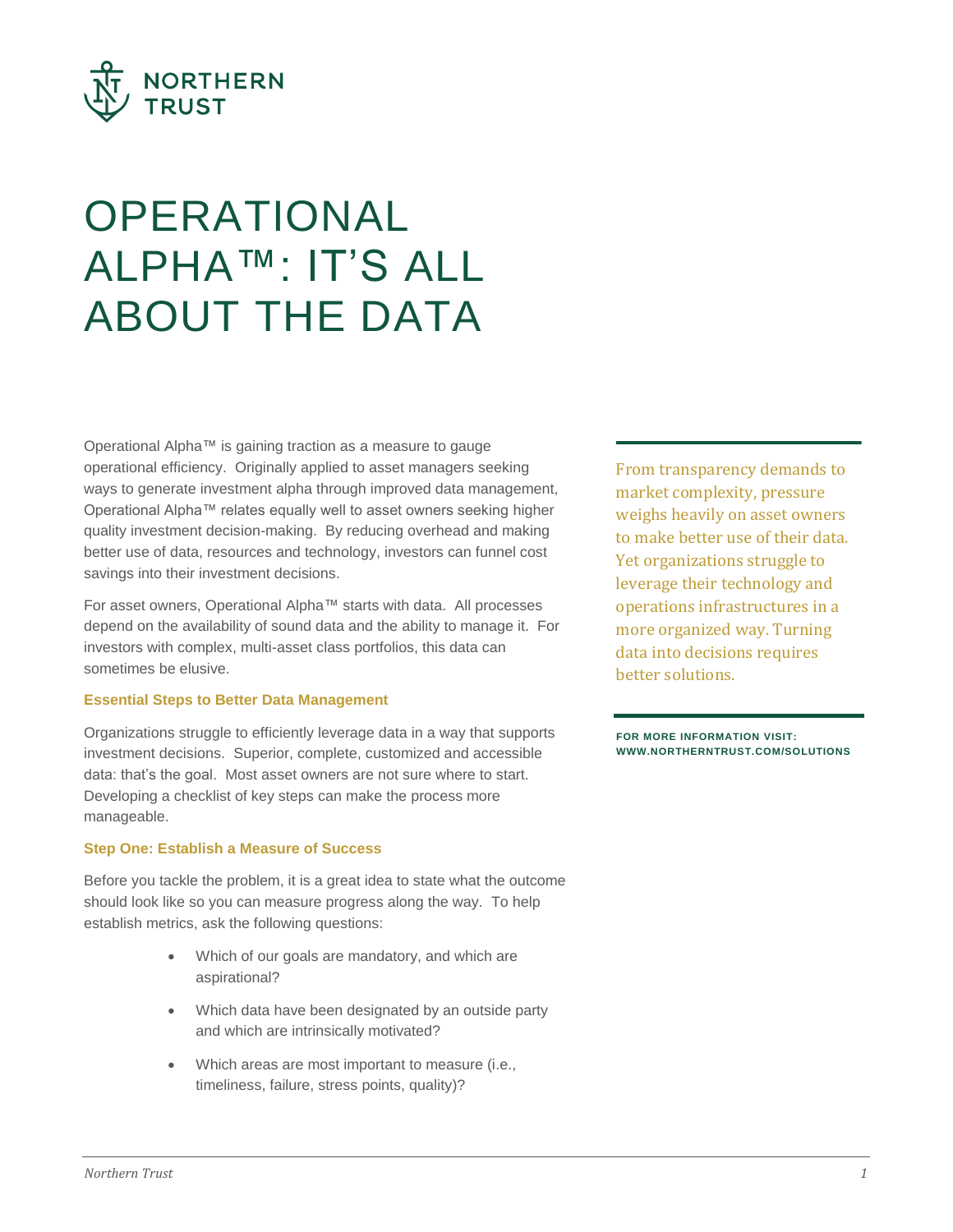NORTHERN TRUST

# OPERATIONAL ALPHA™: IT'S ALL ABOUT THE DATA

Operational Alpha™ is gaining traction as a measure to gauge operational efficiency. Originally applied to asset managers seeking ways to generate investment alpha through improved data management, Operational Alpha™ relates equally well to asset owners seeking higher quality investment decision-making. By reducing overhead and making better use of data, resources and technology, investors can funnel cost savings into their investment decisions.

For asset owners, Operational Alpha™ starts with data. All processes depend on the availability of sound data and the ability to manage it. For investors with complex, multi-asset class portfolios, this data can sometimes be elusive.

From transparency demands to market complexity, pressure weighs heavily on asset owners to make better use of their data. Yet organizations struggle to leverage their technology and operations infrastructures in a more organized way. Turning data into decisions requires better solutions.

**FOR MORE INFORMATION VISIT: WWW.NORTHERNTRUST.COM/SOLUTIONS**

### Essential Steps to Better Data Management

Organizations struggle to efficiently leverage data in a way that supports investment decisions. Superior, complete, customized and accessible data: that's the goal. Most asset owners are not sure where to start. Developing a checklist of key steps can make the process more manageable.

### Step One: Establish a Measure of Success

Before you tackle the problem, it is a great idea to state what the outcome should look like so you can measure progress along the way. To help establish metrics, ask the following questions:

- Which of our goals are mandatory, and which are aspirational?
- Which data have been designated by an outside party and which are intrinsically motivated?
- Which areas are most important to measure (i.e., timeliness, failure, stress points, quality)?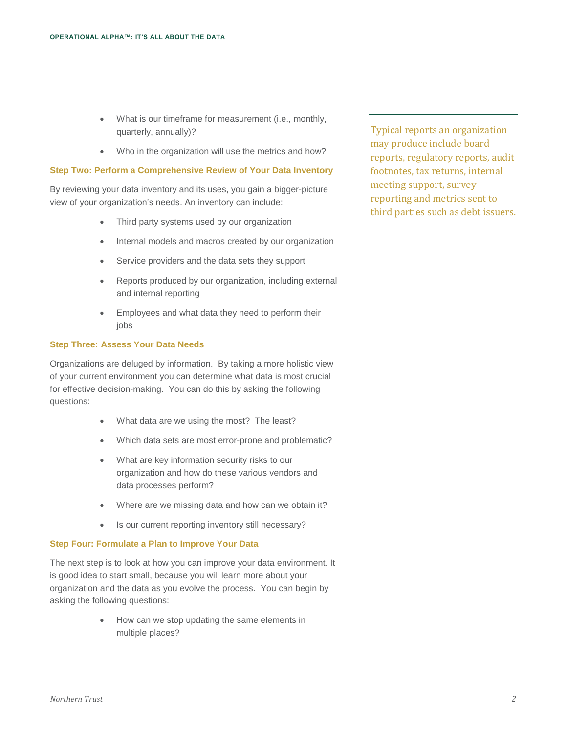- What is our timeframe for measurement (i.e., monthly, quarterly, annually)?
- Who in the organization will use the metrics and how?

### Step Two: Perform a Comprehensive Review of Your Data Inventory

By reviewing your data inventory and its uses, you gain a bigger-picture view of your organization's needs. An inventory can include:

- Third party systems used by our organization
- Internal models and macros created by our organization
- Service providers and the data sets they support
- Reports produced by our organization, including external and internal reporting
- Employees and what data they need to perform their jobs

Typical reports an organization may produce include board reports, regulatory reports, audit footnotes, tax returns, internal meeting support, survey reporting and metrics sent to third parties such as debt issuers.

### Step Three: Assess Your Data Needs

Organizations are deluged by information. By taking a more holistic view of your current environment you can determine what data is most crucial for effective decision-making. You can do this by asking the following questions:

- What data are we using the most? The least?
- Which data sets are most error-prone and problematic?
- What are key information security risks to our organization and how do these various vendors and data processes perform?
- Where are we missing data and how can we obtain it?
- Is our current reporting inventory still necessary?

### Step Four: Formulate a Plan to Improve Your Data

The next step is to look at how you can improve your data environment. It is good idea to start small, because you will learn more about your organization and the data as you evolve the process. You can begin by asking the following questions:

- How can we stop updating the same elements in multiple places?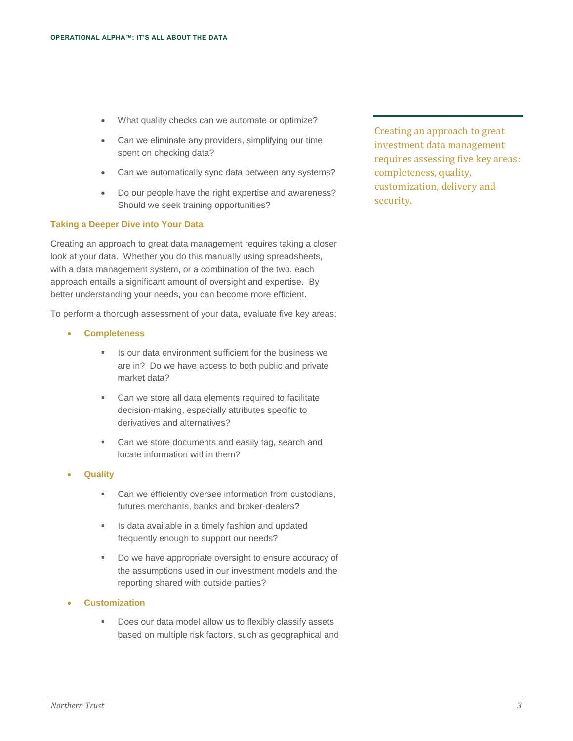- What quality checks can we automate or optimize?
- Can we eliminate any providers, simplifying our time spent on checking data?
- Can we automatically sync data between any systems?
- Do our people have the right expertise and awareness? Should we seek training opportunities?

### Taking a Deeper Dive into Your Data

Creating an approach to great data management requires taking a closer look at your data. Whether you do this manually using spreadsheets, with a data management system, or a combination of the two, each approach entails a significant amount of oversight and expertise. By better understanding your needs, you can become more efficient.

To perform a thorough assessment of your data, evaluate five key areas:

- **Completeness**
  - Is our data environment sufficient for the business we are in? Do we have access to both public and private market data?
  - Can we store all data elements required to facilitate decision-making, especially attributes specific to derivatives and alternatives?
  - Can we store documents and easily tag, search and locate information within them?
- **Quality**
  - Can we efficiently oversee information from custodians, futures merchants, banks and broker-dealers?
  - Is data available in a timely fashion and updated frequently enough to support our needs?
  - Do we have appropriate oversight to ensure accuracy of the assumptions used in our investment models and the reporting shared with outside parties?
- **Customization**
  - Does our data model allow us to flexibly classify assets based on multiple risk factors, such as geographical and

> Creating an approach to great investment data management requires assessing five key areas: completeness, quality, customization, delivery and security.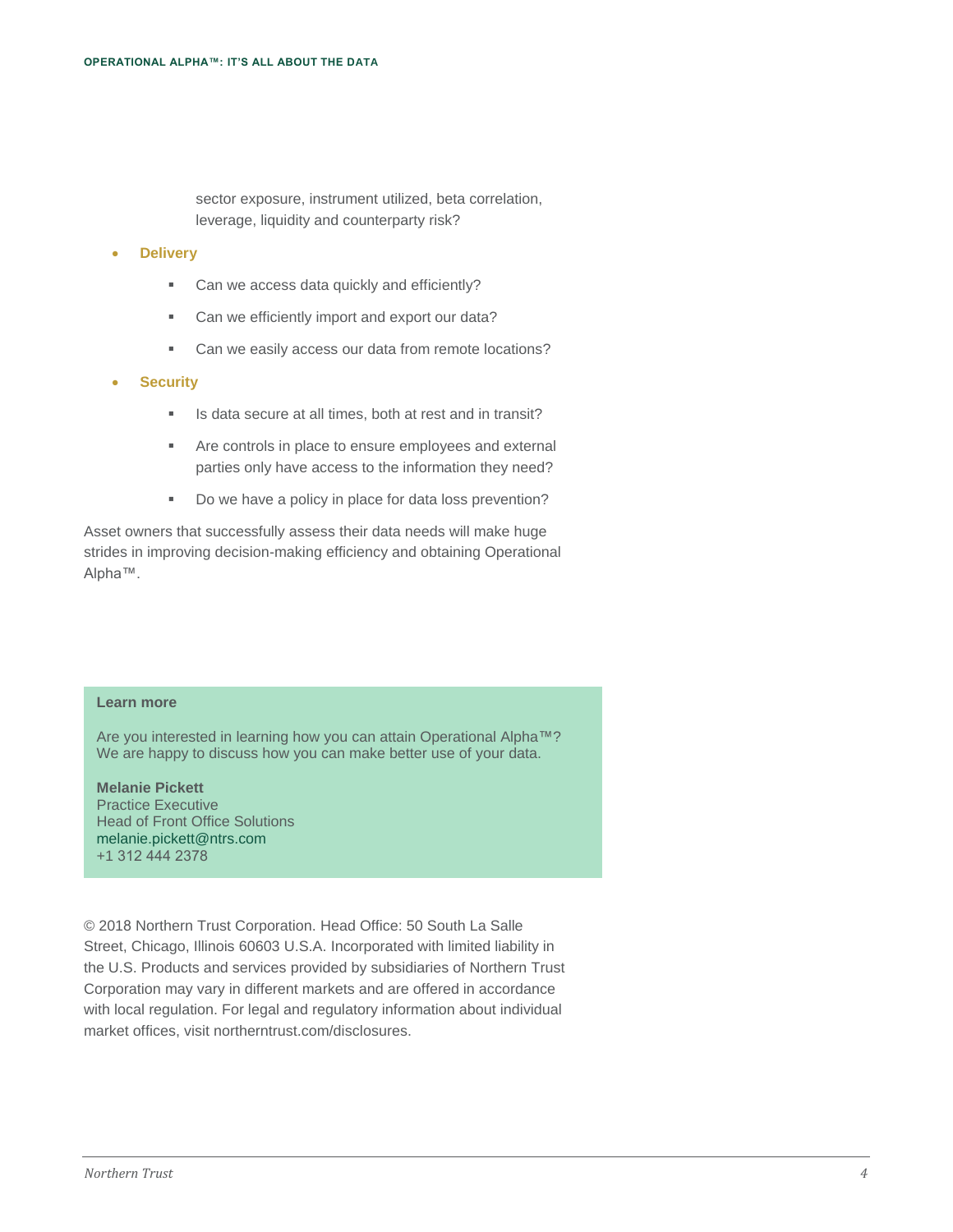sector exposure, instrument utilized, beta correlation, leverage, liquidity and counterparty risk?

- **Delivery**
  - Can we access data quickly and efficiently?
  - Can we efficiently import and export our data?
  - Can we easily access our data from remote locations?
- **Security**
  - Is data secure at all times, both at rest and in transit?
  - Are controls in place to ensure employees and external parties only have access to the information they need?
  - Do we have a policy in place for data loss prevention?

Asset owners that successfully assess their data needs will make huge strides in improving decision-making efficiency and obtaining Operational Alpha™.

**Learn more**

Are you interested in learning how you can attain Operational Alpha™? We are happy to discuss how you can make better use of your data.

**Melanie Pickett**
Practice Executive
Head of Front Office Solutions
melanie.pickett@ntrs.com
+1 312 444 2378

© 2018 Northern Trust Corporation. Head Office: 50 South La Salle Street, Chicago, Illinois 60603 U.S.A. Incorporated with limited liability in the U.S. Products and services provided by subsidiaries of Northern Trust Corporation may vary in different markets and are offered in accordance with local regulation. For legal and regulatory information about individual market offices, visit northerntrust.com/disclosures.